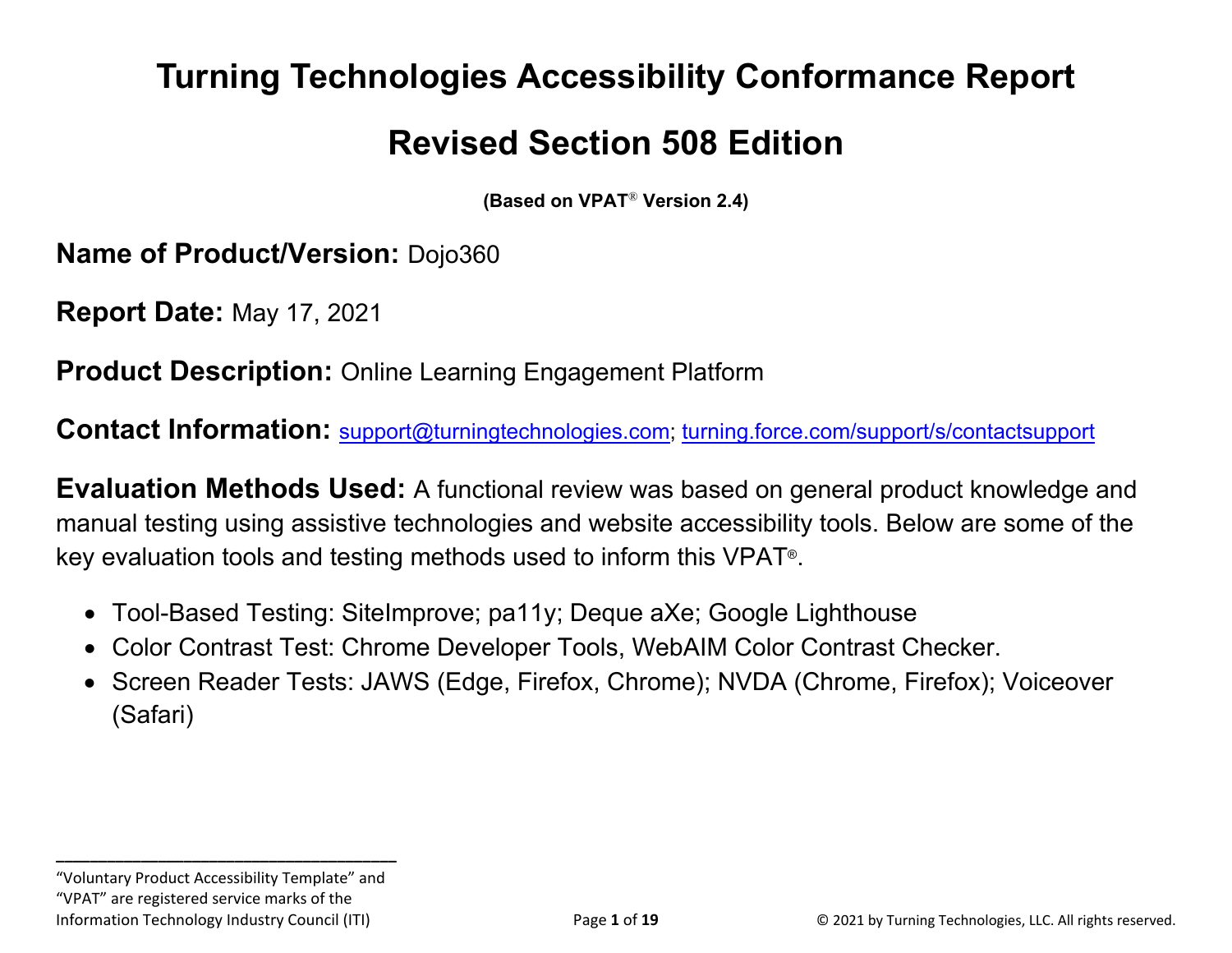# Turning Technologies Accessibility Conformance Report

# Revised Section 508 Edition

**(Based on VPAT® Version 2.4)**

**Name of Product/Version:** Dojo360

**Report Date:** May 17, 2021

**Product Description:** Online Learning Engagement Platform

**Contact Information:** support@turningtechnologies.com; turning.force.com/support/s/contactsupport

**Evaluation Methods Used:** A functional review was based on general product knowledge and manual testing using assistive technologies and website accessibility tools. Below are some of the key evaluation tools and testing methods used to inform this VPAT®.

- Tool-Based Testing: SiteImprove; pa11y; Deque aXe; Google Lighthouse
- Color Contrast Test: Chrome Developer Tools, WebAIM Color Contrast Checker.
- Screen Reader Tests: JAWS (Edge, Firefox, Chrome); NVDA (Chrome, Firefox); Voiceover (Safari)

---

"Voluntary Product Accessibility Template" and "VPAT" are registered service marks of the Information Technology Industry Council (ITI)

© 2021 by Turning Technologies, LLC. All rights reserved.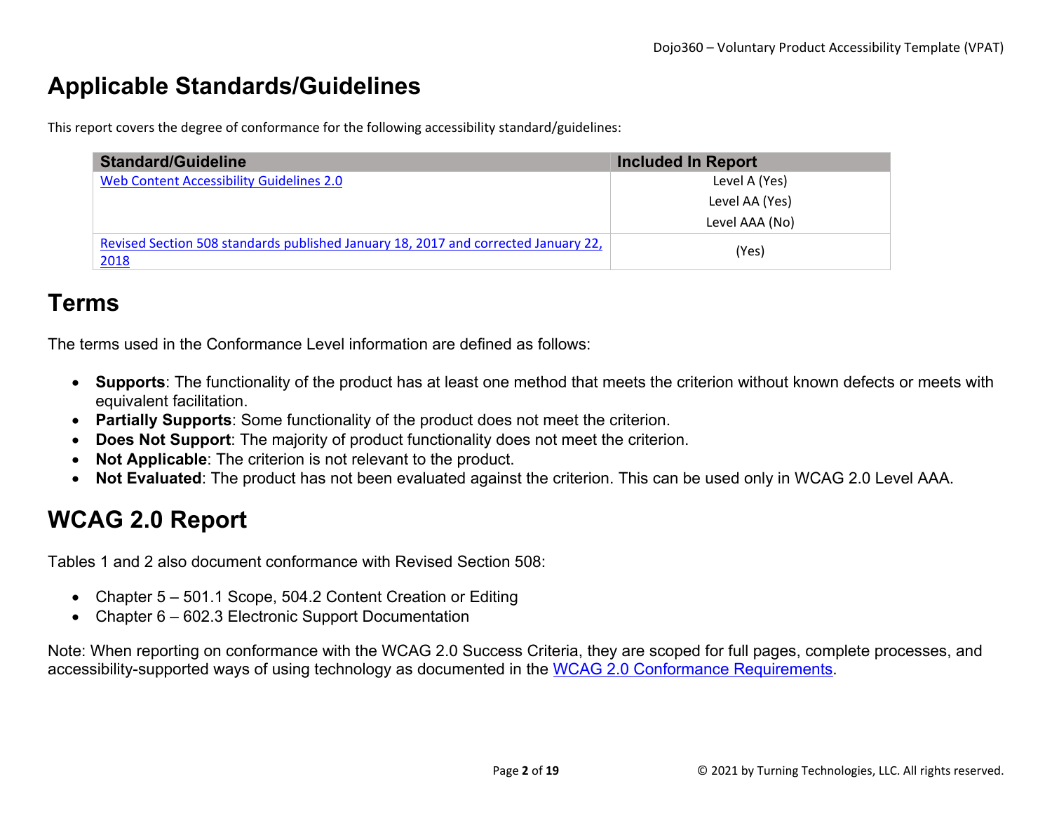# Applicable Standards/Guidelines

This report covers the degree of conformance for the following accessibility standard/guidelines:

| Standard/Guideline | Included In Report |
|---|---|
| Web Content Accessibility Guidelines 2.0 | Level A (Yes)<br>Level AA (Yes)<br>Level AAA (No) |
| Revised Section 508 standards published January 18, 2017 and corrected January 22, 2018 | (Yes) |

# Terms

The terms used in the Conformance Level information are defined as follows:

- **Supports**: The functionality of the product has at least one method that meets the criterion without known defects or meets with equivalent facilitation.
- **Partially Supports**: Some functionality of the product does not meet the criterion.
- **Does Not Support**: The majority of product functionality does not meet the criterion.
- **Not Applicable**: The criterion is not relevant to the product.
- **Not Evaluated**: The product has not been evaluated against the criterion. This can be used only in WCAG 2.0 Level AAA.

# WCAG 2.0 Report

Tables 1 and 2 also document conformance with Revised Section 508:

- Chapter 5 – 501.1 Scope, 504.2 Content Creation or Editing
- Chapter 6 – 602.3 Electronic Support Documentation

Note: When reporting on conformance with the WCAG 2.0 Success Criteria, they are scoped for full pages, complete processes, and accessibility-supported ways of using technology as documented in the WCAG 2.0 Conformance Requirements.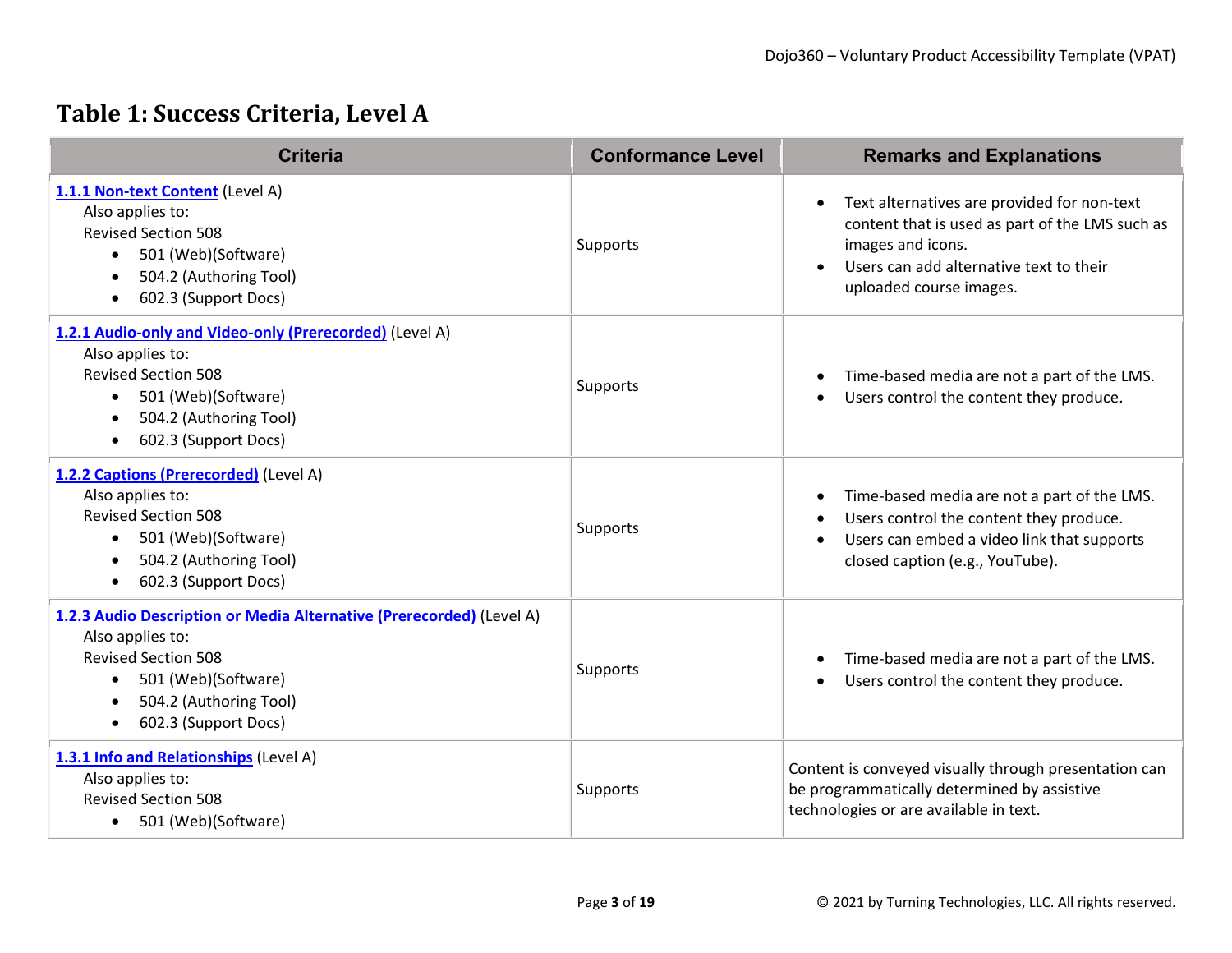## Table 1: Success Criteria, Level A

| Criteria | Conformance Level | Remarks and Explanations |
|---|---|---|
| **1.1.1 Non-text Content** (Level A)<br>Also applies to:<br>Revised Section 508<br>• 501 (Web)(Software)<br>• 504.2 (Authoring Tool)<br>• 602.3 (Support Docs) | Supports | • Text alternatives are provided for non-text content that is used as part of the LMS such as images and icons.<br>• Users can add alternative text to their uploaded course images. |
| **1.2.1 Audio-only and Video-only (Prerecorded)** (Level A)<br>Also applies to:<br>Revised Section 508<br>• 501 (Web)(Software)<br>• 504.2 (Authoring Tool)<br>• 602.3 (Support Docs) | Supports | • Time-based media are not a part of the LMS.<br>• Users control the content they produce. |
| **1.2.2 Captions (Prerecorded)** (Level A)<br>Also applies to:<br>Revised Section 508<br>• 501 (Web)(Software)<br>• 504.2 (Authoring Tool)<br>• 602.3 (Support Docs) | Supports | • Time-based media are not a part of the LMS.<br>• Users control the content they produce.<br>• Users can embed a video link that supports closed caption (e.g., YouTube). |
| **1.2.3 Audio Description or Media Alternative (Prerecorded)** (Level A)<br>Also applies to:<br>Revised Section 508<br>• 501 (Web)(Software)<br>• 504.2 (Authoring Tool)<br>• 602.3 (Support Docs) | Supports | • Time-based media are not a part of the LMS.<br>• Users control the content they produce. |
| **1.3.1 Info and Relationships** (Level A)<br>Also applies to:<br>Revised Section 508<br>• 501 (Web)(Software) | Supports | Content is conveyed visually through presentation can be programmatically determined by assistive technologies or are available in text. |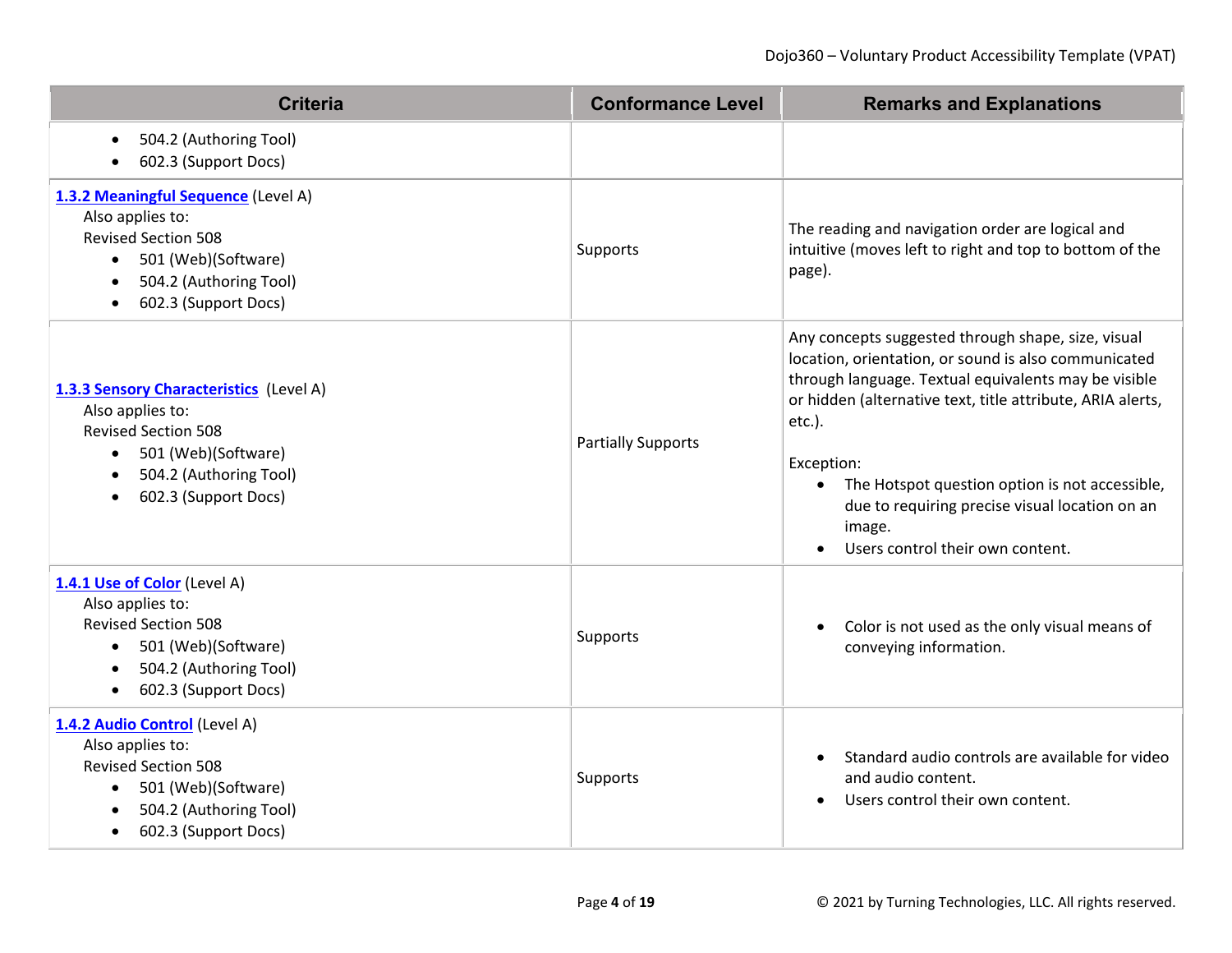| Criteria | Conformance Level | Remarks and Explanations |
|---|---|---|
| • 504.2 (Authoring Tool)<br>• 602.3 (Support Docs) | | |
| **1.3.2 Meaningful Sequence** (Level A)<br>Also applies to:<br>Revised Section 508<br>• 501 (Web)(Software)<br>• 504.2 (Authoring Tool)<br>• 602.3 (Support Docs) | Supports | The reading and navigation order are logical and intuitive (moves left to right and top to bottom of the page). |
| **1.3.3 Sensory Characteristics** (Level A)<br>Also applies to:<br>Revised Section 508<br>• 501 (Web)(Software)<br>• 504.2 (Authoring Tool)<br>• 602.3 (Support Docs) | Partially Supports | Any concepts suggested through shape, size, visual location, orientation, or sound is also communicated through language. Textual equivalents may be visible or hidden (alternative text, title attribute, ARIA alerts, etc.).<br><br>Exception:<br>• The Hotspot question option is not accessible, due to requiring precise visual location on an image.<br>• Users control their own content. |
| **1.4.1 Use of Color** (Level A)<br>Also applies to:<br>Revised Section 508<br>• 501 (Web)(Software)<br>• 504.2 (Authoring Tool)<br>• 602.3 (Support Docs) | Supports | • Color is not used as the only visual means of conveying information. |
| **1.4.2 Audio Control** (Level A)<br>Also applies to:<br>Revised Section 508<br>• 501 (Web)(Software)<br>• 504.2 (Authoring Tool)<br>• 602.3 (Support Docs) | Supports | • Standard audio controls are available for video and audio content.<br>• Users control their own content. |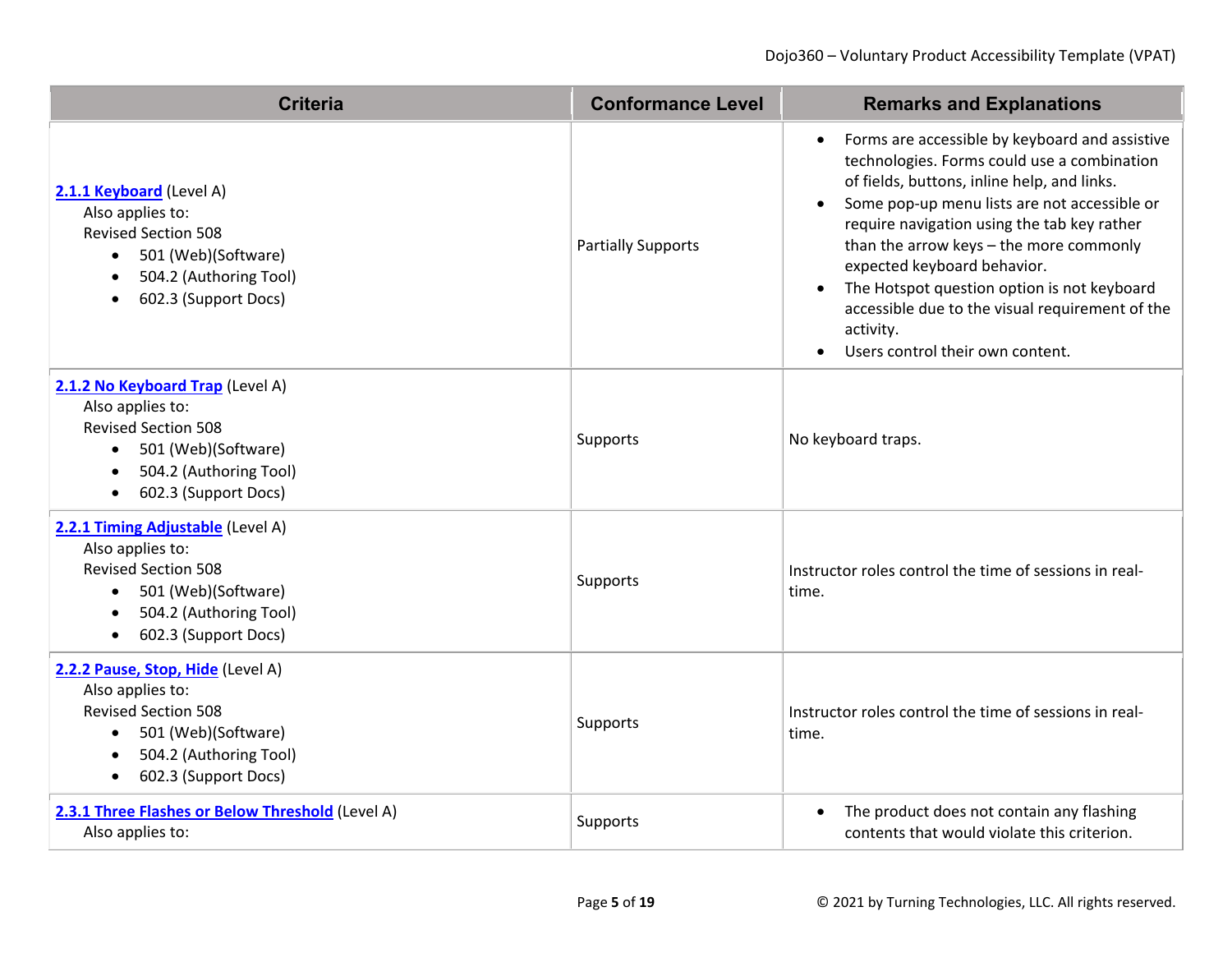| Criteria | Conformance Level | Remarks and Explanations |
|---|---|---|
| **2.1.1 Keyboard** (Level A)<br>Also applies to:<br>Revised Section 508<br>• 501 (Web)(Software)<br>• 504.2 (Authoring Tool)<br>• 602.3 (Support Docs) | Partially Supports | • Forms are accessible by keyboard and assistive technologies. Forms could use a combination of fields, buttons, inline help, and links.<br>• Some pop-up menu lists are not accessible or require navigation using the tab key rather than the arrow keys – the more commonly expected keyboard behavior.<br>• The Hotspot question option is not keyboard accessible due to the visual requirement of the activity.<br>• Users control their own content. |
| **2.1.2 No Keyboard Trap** (Level A)<br>Also applies to:<br>Revised Section 508<br>• 501 (Web)(Software)<br>• 504.2 (Authoring Tool)<br>• 602.3 (Support Docs) | Supports | No keyboard traps. |
| **2.2.1 Timing Adjustable** (Level A)<br>Also applies to:<br>Revised Section 508<br>• 501 (Web)(Software)<br>• 504.2 (Authoring Tool)<br>• 602.3 (Support Docs) | Supports | Instructor roles control the time of sessions in real-time. |
| **2.2.2 Pause, Stop, Hide** (Level A)<br>Also applies to:<br>Revised Section 508<br>• 501 (Web)(Software)<br>• 504.2 (Authoring Tool)<br>• 602.3 (Support Docs) | Supports | Instructor roles control the time of sessions in real-time. |
| **2.3.1 Three Flashes or Below Threshold** (Level A)<br>Also applies to: | Supports | • The product does not contain any flashing contents that would violate this criterion. |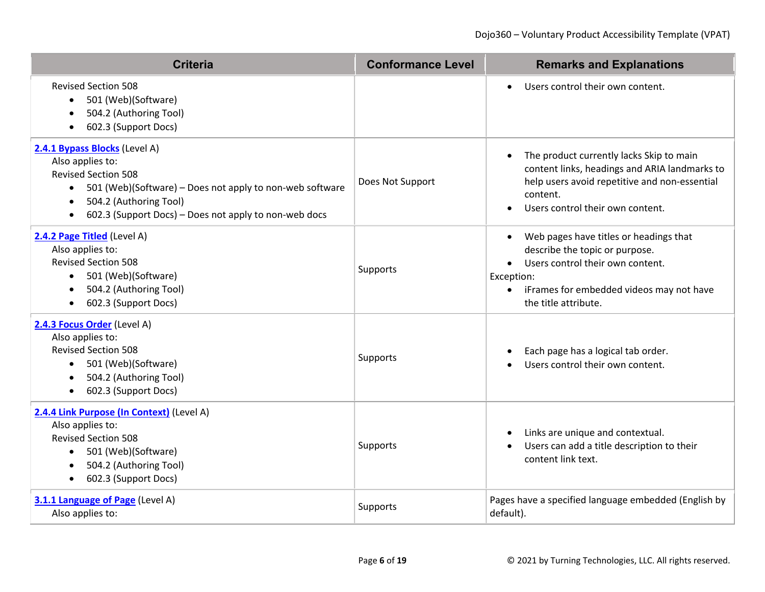| Criteria | Conformance Level | Remarks and Explanations |
|---|---|---|
| Revised Section 508<br>• 501 (Web)(Software)<br>• 504.2 (Authoring Tool)<br>• 602.3 (Support Docs) | | • Users control their own content. |
| [2.4.1 Bypass Blocks](#) (Level A)<br>Also applies to:<br>Revised Section 508<br>• 501 (Web)(Software) – Does not apply to non-web software<br>• 504.2 (Authoring Tool)<br>• 602.3 (Support Docs) – Does not apply to non-web docs | Does Not Support | • The product currently lacks Skip to main content links, headings and ARIA landmarks to help users avoid repetitive and non-essential content.<br>• Users control their own content. |
| [2.4.2 Page Titled](#) (Level A)<br>Also applies to:<br>Revised Section 508<br>• 501 (Web)(Software)<br>• 504.2 (Authoring Tool)<br>• 602.3 (Support Docs) | Supports | • Web pages have titles or headings that describe the topic or purpose.<br>• Users control their own content.<br>Exception:<br>• iFrames for embedded videos may not have the title attribute. |
| [2.4.3 Focus Order](#) (Level A)<br>Also applies to:<br>Revised Section 508<br>• 501 (Web)(Software)<br>• 504.2 (Authoring Tool)<br>• 602.3 (Support Docs) | Supports | • Each page has a logical tab order.<br>• Users control their own content. |
| [2.4.4 Link Purpose (In Context)](#) (Level A)<br>Also applies to:<br>Revised Section 508<br>• 501 (Web)(Software)<br>• 504.2 (Authoring Tool)<br>• 602.3 (Support Docs) | Supports | • Links are unique and contextual.<br>• Users can add a title description to their content link text. |
| [3.1.1 Language of Page](#) (Level A)<br>Also applies to: | Supports | Pages have a specified language embedded (English by default). |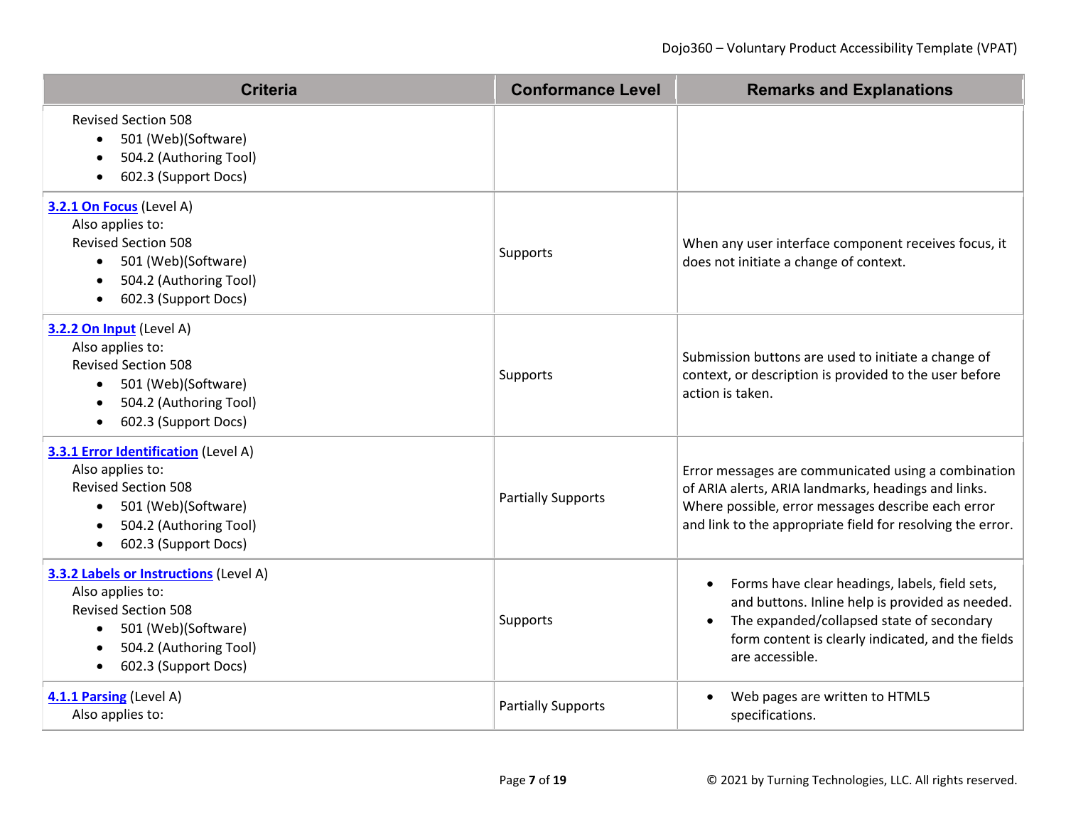| Criteria | Conformance Level | Remarks and Explanations |
|---|---|---|
| Revised Section 508<br>• 501 (Web)(Software)<br>• 504.2 (Authoring Tool)<br>• 602.3 (Support Docs) | | |
| **3.2.1 On Focus** (Level A)<br>Also applies to:<br>Revised Section 508<br>• 501 (Web)(Software)<br>• 504.2 (Authoring Tool)<br>• 602.3 (Support Docs) | Supports | When any user interface component receives focus, it does not initiate a change of context. |
| **3.2.2 On Input** (Level A)<br>Also applies to:<br>Revised Section 508<br>• 501 (Web)(Software)<br>• 504.2 (Authoring Tool)<br>• 602.3 (Support Docs) | Supports | Submission buttons are used to initiate a change of context, or description is provided to the user before action is taken. |
| **3.3.1 Error Identification** (Level A)<br>Also applies to:<br>Revised Section 508<br>• 501 (Web)(Software)<br>• 504.2 (Authoring Tool)<br>• 602.3 (Support Docs) | Partially Supports | Error messages are communicated using a combination of ARIA alerts, ARIA landmarks, headings and links. Where possible, error messages describe each error and link to the appropriate field for resolving the error. |
| **3.3.2 Labels or Instructions** (Level A)<br>Also applies to:<br>Revised Section 508<br>• 501 (Web)(Software)<br>• 504.2 (Authoring Tool)<br>• 602.3 (Support Docs) | Supports | • Forms have clear headings, labels, field sets, and buttons. Inline help is provided as needed.<br>• The expanded/collapsed state of secondary form content is clearly indicated, and the fields are accessible. |
| **4.1.1 Parsing** (Level A)<br>Also applies to: | Partially Supports | • Web pages are written to HTML5 specifications. |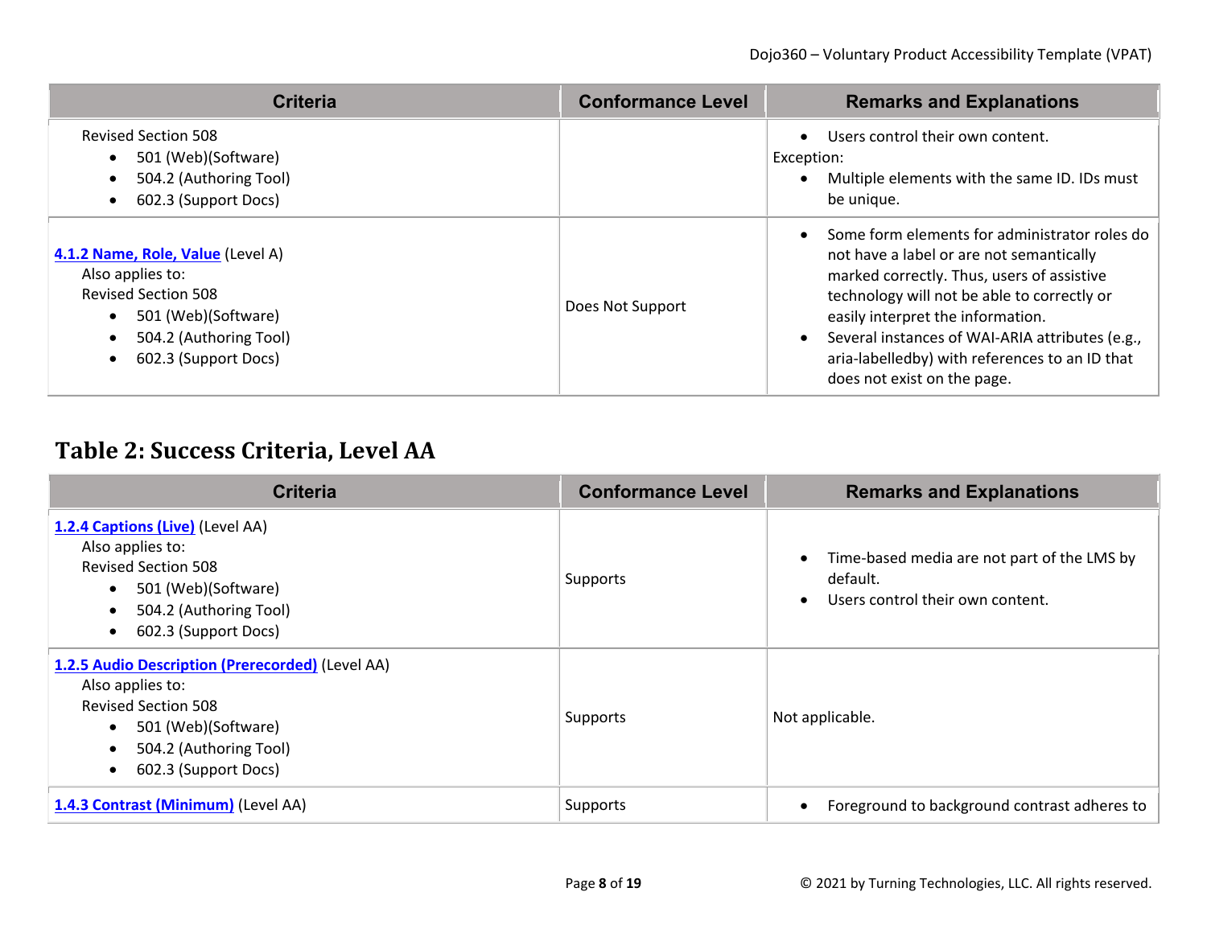| Criteria | Conformance Level | Remarks and Explanations |
|---|---|---|
| Revised Section 508<br>• 501 (Web)(Software)<br>• 504.2 (Authoring Tool)<br>• 602.3 (Support Docs) | | • Users control their own content.<br>Exception:<br>• Multiple elements with the same ID. IDs must be unique. |
| [4.1.2 Name, Role, Value](#) (Level A)<br>Also applies to:<br>Revised Section 508<br>• 501 (Web)(Software)<br>• 504.2 (Authoring Tool)<br>• 602.3 (Support Docs) | Does Not Support | • Some form elements for administrator roles do not have a label or are not semantically marked correctly. Thus, users of assistive technology will not be able to correctly or easily interpret the information.<br>• Several instances of WAI-ARIA attributes (e.g., aria-labelledby) with references to an ID that does not exist on the page. |

## Table 2: Success Criteria, Level AA

| Criteria | Conformance Level | Remarks and Explanations |
|---|---|---|
| [1.2.4 Captions (Live)](#) (Level AA)<br>Also applies to:<br>Revised Section 508<br>• 501 (Web)(Software)<br>• 504.2 (Authoring Tool)<br>• 602.3 (Support Docs) | Supports | • Time-based media are not part of the LMS by default.<br>• Users control their own content. |
| [1.2.5 Audio Description (Prerecorded)](#) (Level AA)<br>Also applies to:<br>Revised Section 508<br>• 501 (Web)(Software)<br>• 504.2 (Authoring Tool)<br>• 602.3 (Support Docs) | Supports | Not applicable. |
| [1.4.3 Contrast (Minimum)](#) (Level AA) | Supports | • Foreground to background contrast adheres to |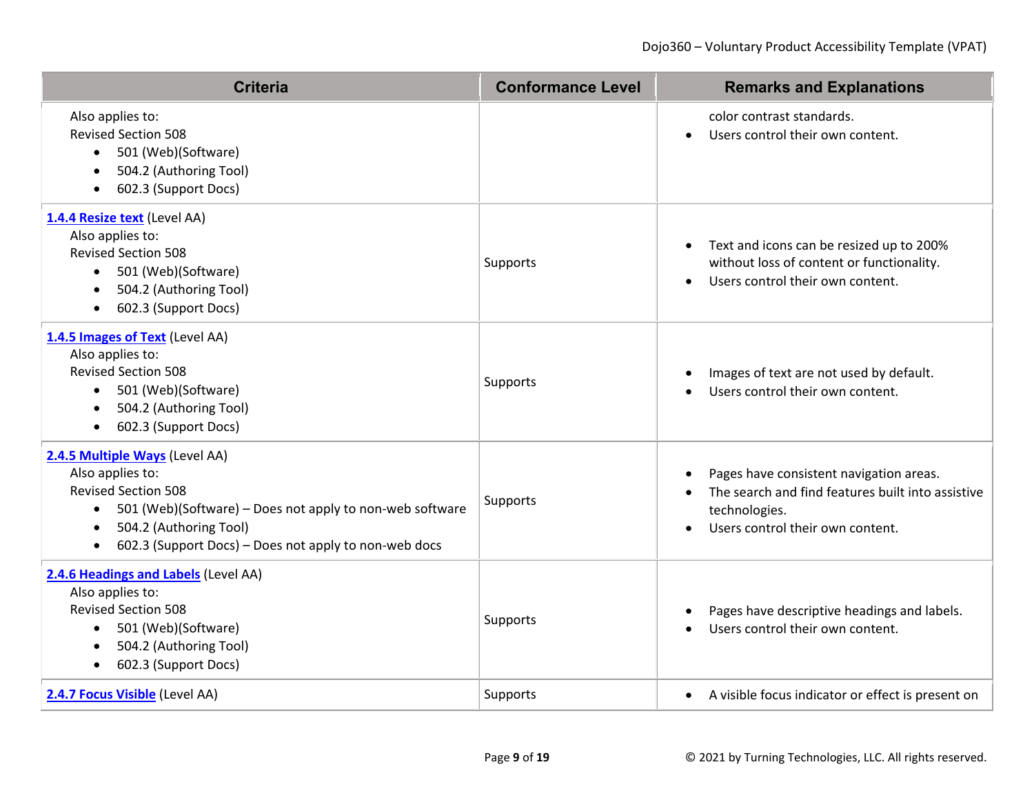| Criteria | Conformance Level | Remarks and Explanations |
|---|---|---|
| Also applies to:<br>Revised Section 508<br>• 501 (Web)(Software)<br>• 504.2 (Authoring Tool)<br>• 602.3 (Support Docs) | | color contrast standards.<br>• Users control their own content. |
| **1.4.4 Resize text** (Level AA)<br>Also applies to:<br>Revised Section 508<br>• 501 (Web)(Software)<br>• 504.2 (Authoring Tool)<br>• 602.3 (Support Docs) | Supports | • Text and icons can be resized up to 200% without loss of content or functionality.<br>• Users control their own content. |
| **1.4.5 Images of Text** (Level AA)<br>Also applies to:<br>Revised Section 508<br>• 501 (Web)(Software)<br>• 504.2 (Authoring Tool)<br>• 602.3 (Support Docs) | Supports | • Images of text are not used by default.<br>• Users control their own content. |
| **2.4.5 Multiple Ways** (Level AA)<br>Also applies to:<br>Revised Section 508<br>• 501 (Web)(Software) – Does not apply to non-web software<br>• 504.2 (Authoring Tool)<br>• 602.3 (Support Docs) – Does not apply to non-web docs | Supports | • Pages have consistent navigation areas.<br>• The search and find features built into assistive technologies.<br>• Users control their own content. |
| **2.4.6 Headings and Labels** (Level AA)<br>Also applies to:<br>Revised Section 508<br>• 501 (Web)(Software)<br>• 504.2 (Authoring Tool)<br>• 602.3 (Support Docs) | Supports | • Pages have descriptive headings and labels.<br>• Users control their own content. |
| **2.4.7 Focus Visible** (Level AA) | Supports | • A visible focus indicator or effect is present on |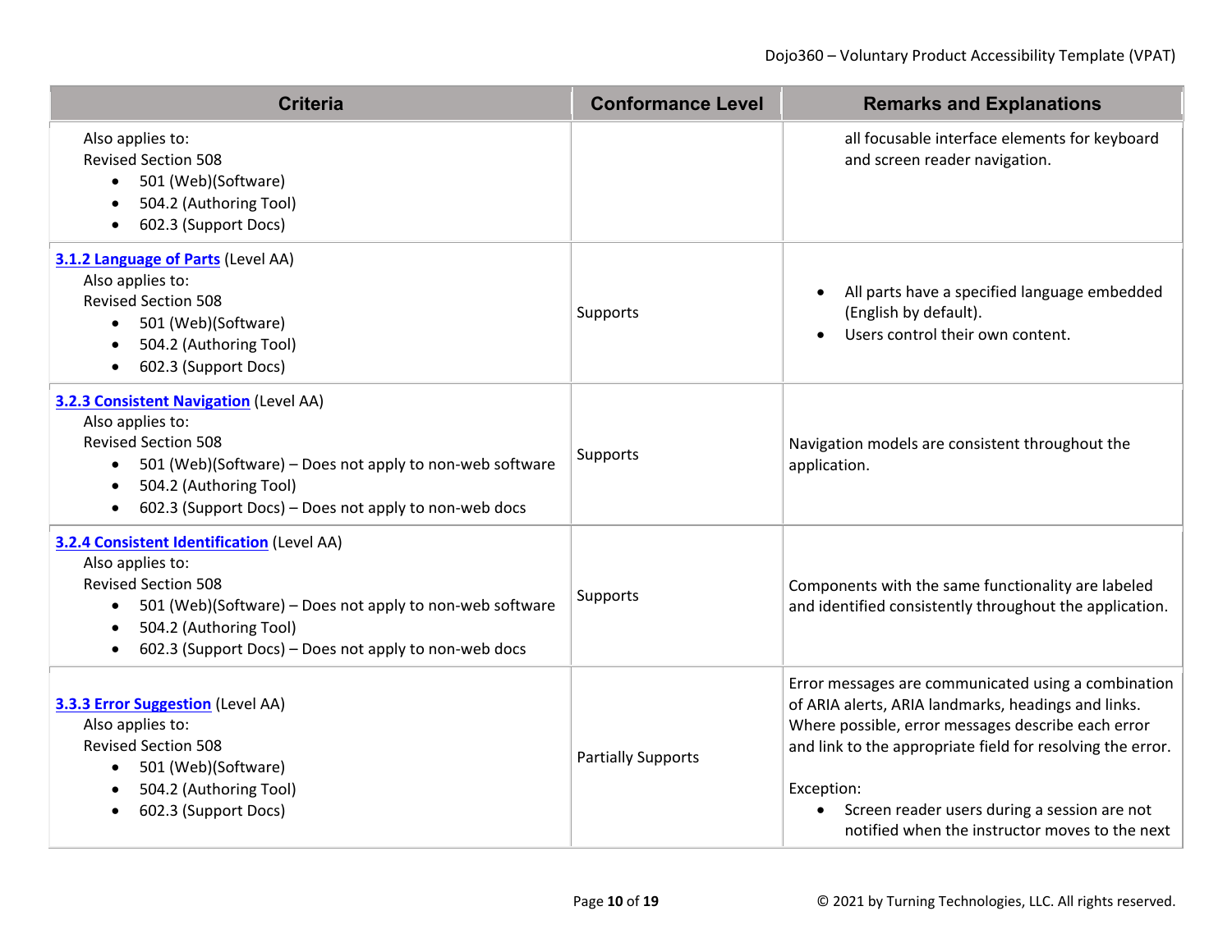| Criteria | Conformance Level | Remarks and Explanations |
|---|---|---|
| Also applies to:<br>Revised Section 508<br>• 501 (Web)(Software)<br>• 504.2 (Authoring Tool)<br>• 602.3 (Support Docs) | | all focusable interface elements for keyboard and screen reader navigation. |
| [3.1.2 Language of Parts](#) (Level AA)<br>Also applies to:<br>Revised Section 508<br>• 501 (Web)(Software)<br>• 504.2 (Authoring Tool)<br>• 602.3 (Support Docs) | Supports | • All parts have a specified language embedded (English by default).<br>• Users control their own content. |
| [3.2.3 Consistent Navigation](#) (Level AA)<br>Also applies to:<br>Revised Section 508<br>• 501 (Web)(Software) – Does not apply to non-web software<br>• 504.2 (Authoring Tool)<br>• 602.3 (Support Docs) – Does not apply to non-web docs | Supports | Navigation models are consistent throughout the application. |
| [3.2.4 Consistent Identification](#) (Level AA)<br>Also applies to:<br>Revised Section 508<br>• 501 (Web)(Software) – Does not apply to non-web software<br>• 504.2 (Authoring Tool)<br>• 602.3 (Support Docs) – Does not apply to non-web docs | Supports | Components with the same functionality are labeled and identified consistently throughout the application. |
| [3.3.3 Error Suggestion](#) (Level AA)<br>Also applies to:<br>Revised Section 508<br>• 501 (Web)(Software)<br>• 504.2 (Authoring Tool)<br>• 602.3 (Support Docs) | Partially Supports | Error messages are communicated using a combination of ARIA alerts, ARIA landmarks, headings and links. Where possible, error messages describe each error and link to the appropriate field for resolving the error.<br><br>Exception:<br>• Screen reader users during a session are not notified when the instructor moves to the next |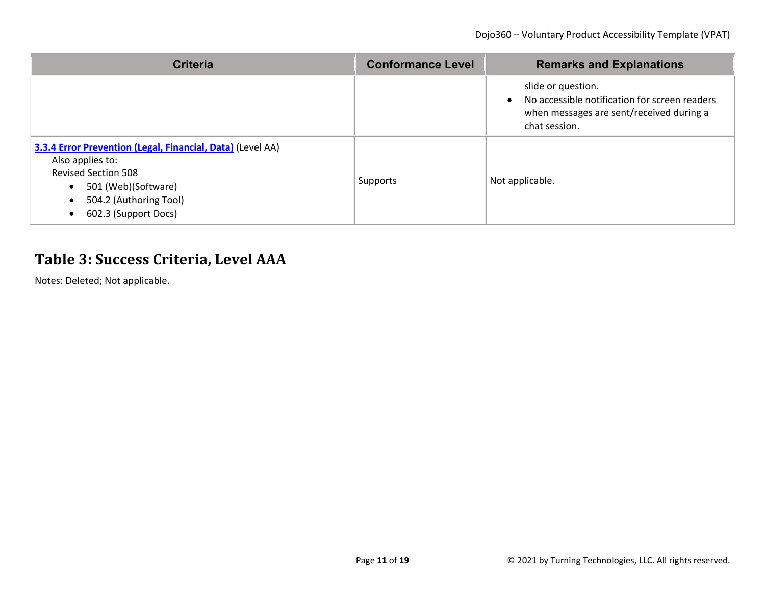| Criteria | Conformance Level | Remarks and Explanations |
| --- | --- | --- |
| | | slide or question.<br>• No accessible notification for screen readers when messages are sent/received during a chat session. |
| **3.3.4 Error Prevention (Legal, Financial, Data)** (Level AA)<br>Also applies to:<br>Revised Section 508<br>• 501 (Web)(Software)<br>• 504.2 (Authoring Tool)<br>• 602.3 (Support Docs) | Supports | Not applicable. |

## Table 3: Success Criteria, Level AAA

Notes: Deleted; Not applicable.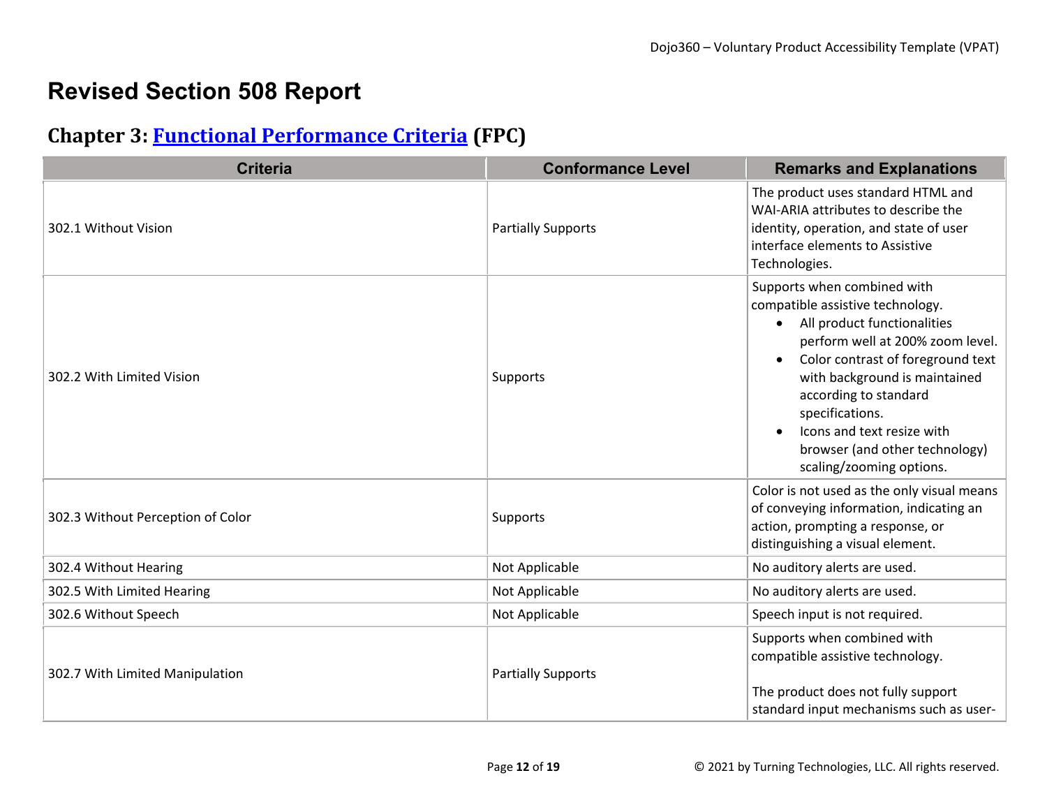# Revised Section 508 Report

## Chapter 3: Functional Performance Criteria (FPC)

| Criteria | Conformance Level | Remarks and Explanations |
|---|---|---|
| 302.1 Without Vision | Partially Supports | The product uses standard HTML and WAI-ARIA attributes to describe the identity, operation, and state of user interface elements to Assistive Technologies. |
| 302.2 With Limited Vision | Supports | Supports when combined with compatible assistive technology.<br>• All product functionalities perform well at 200% zoom level.<br>• Color contrast of foreground text with background is maintained according to standard specifications.<br>• Icons and text resize with browser (and other technology) scaling/zooming options. |
| 302.3 Without Perception of Color | Supports | Color is not used as the only visual means of conveying information, indicating an action, prompting a response, or distinguishing a visual element. |
| 302.4 Without Hearing | Not Applicable | No auditory alerts are used. |
| 302.5 With Limited Hearing | Not Applicable | No auditory alerts are used. |
| 302.6 Without Speech | Not Applicable | Speech input is not required. |
| 302.7 With Limited Manipulation | Partially Supports | Supports when combined with compatible assistive technology.<br><br>The product does not fully support standard input mechanisms such as user- |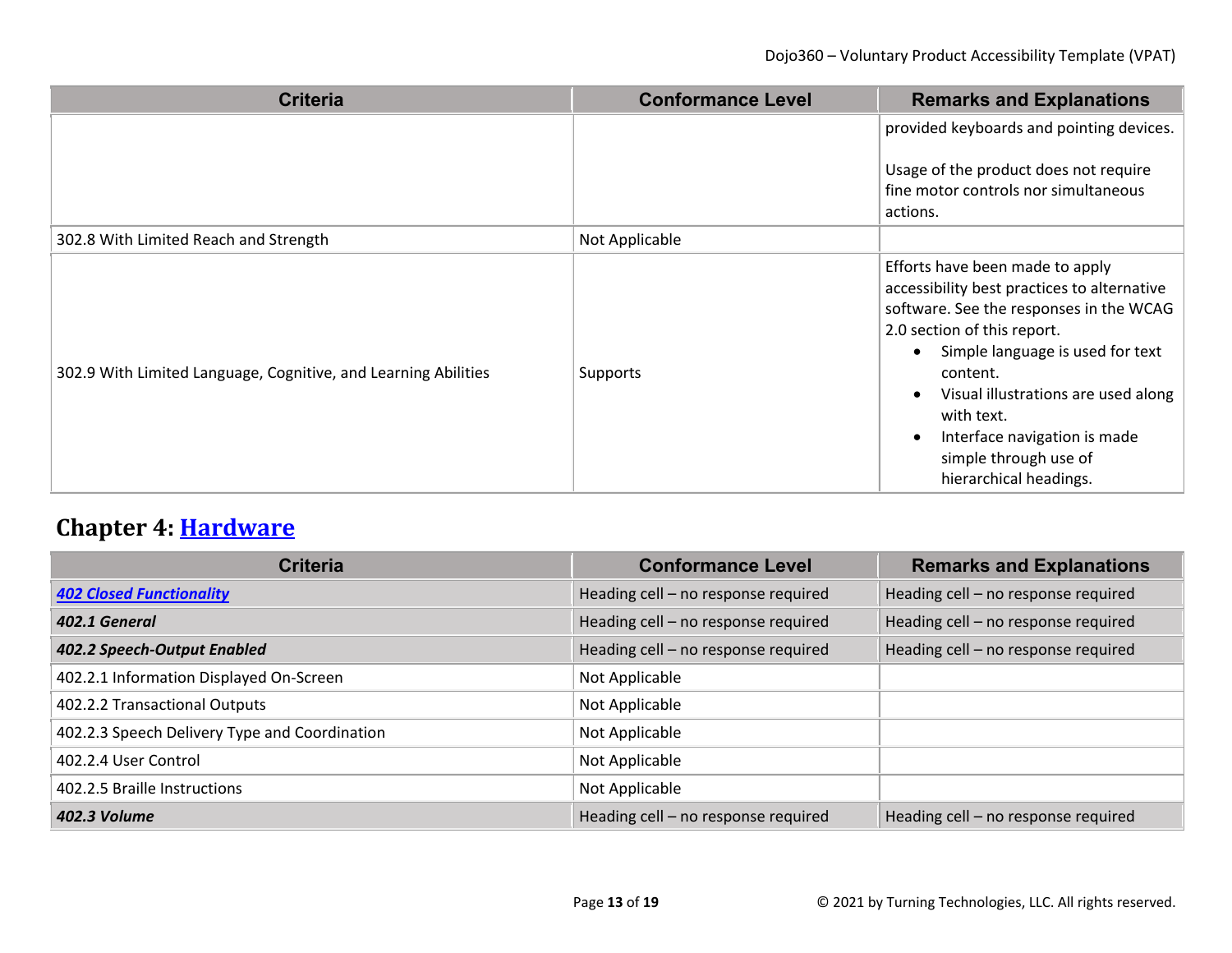| Criteria | Conformance Level | Remarks and Explanations |
|---|---|---|
| | | provided keyboards and pointing devices.<br><br>Usage of the product does not require fine motor controls nor simultaneous actions. |
| 302.8 With Limited Reach and Strength | Not Applicable | |
| 302.9 With Limited Language, Cognitive, and Learning Abilities | Supports | Efforts have been made to apply accessibility best practices to alternative software. See the responses in the WCAG 2.0 section of this report.<br>• Simple language is used for text content.<br>• Visual illustrations are used along with text.<br>• Interface navigation is made simple through use of hierarchical headings. |

## Chapter 4: Hardware

| Criteria | Conformance Level | Remarks and Explanations |
|---|---|---|
| ***402 Closed Functionality*** | Heading cell – no response required | Heading cell – no response required |
| ***402.1 General*** | Heading cell – no response required | Heading cell – no response required |
| ***402.2 Speech-Output Enabled*** | Heading cell – no response required | Heading cell – no response required |
| 402.2.1 Information Displayed On-Screen | Not Applicable | |
| 402.2.2 Transactional Outputs | Not Applicable | |
| 402.2.3 Speech Delivery Type and Coordination | Not Applicable | |
| 402.2.4 User Control | Not Applicable | |
| 402.2.5 Braille Instructions | Not Applicable | |
| ***402.3 Volume*** | Heading cell – no response required | Heading cell – no response required |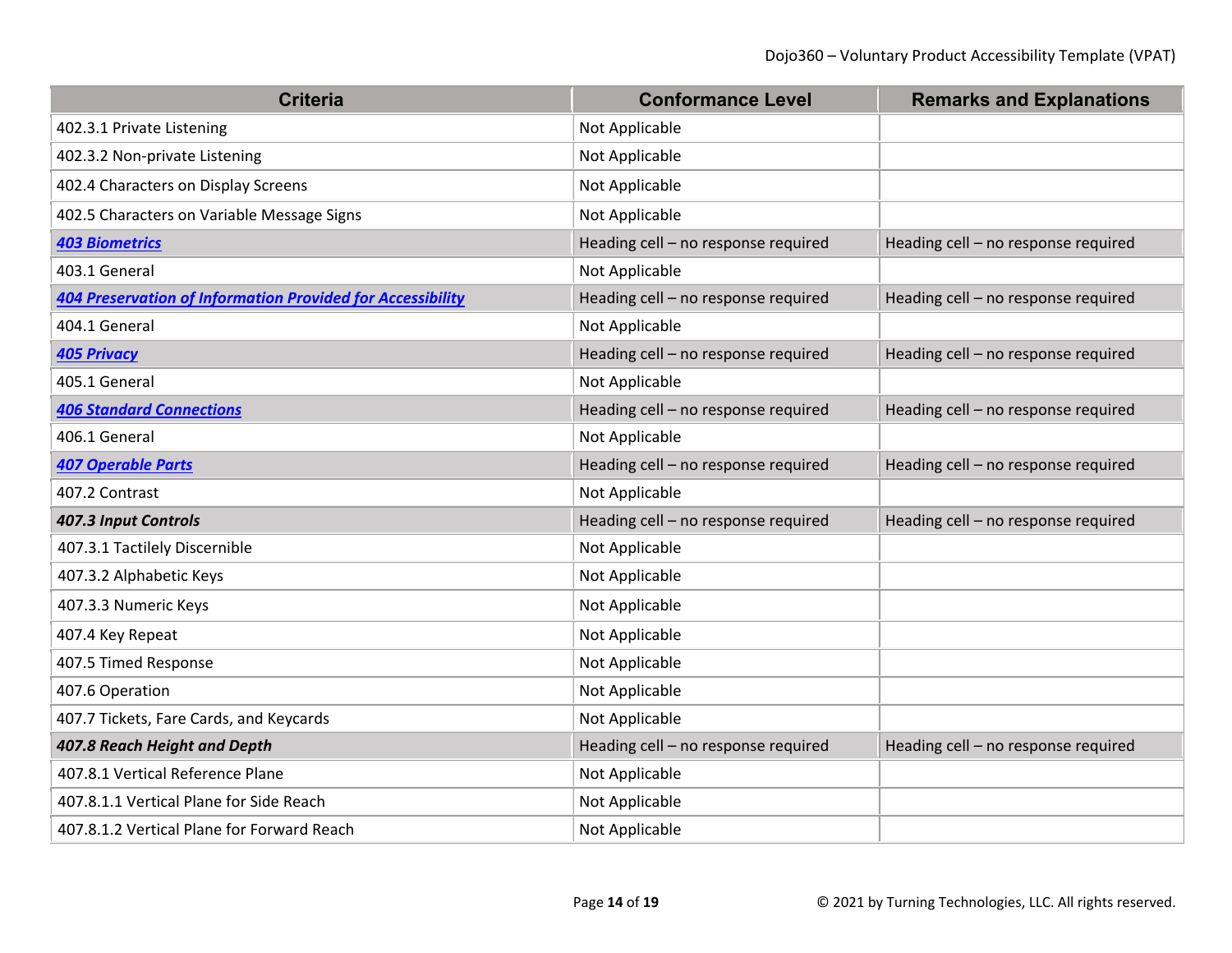| Criteria | Conformance Level | Remarks and Explanations |
|---|---|---|
| 402.3.1 Private Listening | Not Applicable | |
| 402.3.2 Non-private Listening | Not Applicable | |
| 402.4 Characters on Display Screens | Not Applicable | |
| 402.5 Characters on Variable Message Signs | Not Applicable | |
| ***403 Biometrics*** | Heading cell – no response required | Heading cell – no response required |
| 403.1 General | Not Applicable | |
| ***404 Preservation of Information Provided for Accessibility*** | Heading cell – no response required | Heading cell – no response required |
| 404.1 General | Not Applicable | |
| ***405 Privacy*** | Heading cell – no response required | Heading cell – no response required |
| 405.1 General | Not Applicable | |
| ***406 Standard Connections*** | Heading cell – no response required | Heading cell – no response required |
| 406.1 General | Not Applicable | |
| ***407 Operable Parts*** | Heading cell – no response required | Heading cell – no response required |
| 407.2 Contrast | Not Applicable | |
| ***407.3 Input Controls*** | Heading cell – no response required | Heading cell – no response required |
| 407.3.1 Tactilely Discernible | Not Applicable | |
| 407.3.2 Alphabetic Keys | Not Applicable | |
| 407.3.3 Numeric Keys | Not Applicable | |
| 407.4 Key Repeat | Not Applicable | |
| 407.5 Timed Response | Not Applicable | |
| 407.6 Operation | Not Applicable | |
| 407.7 Tickets, Fare Cards, and Keycards | Not Applicable | |
| ***407.8 Reach Height and Depth*** | Heading cell – no response required | Heading cell – no response required |
| 407.8.1 Vertical Reference Plane | Not Applicable | |
| 407.8.1.1 Vertical Plane for Side Reach | Not Applicable | |
| 407.8.1.2 Vertical Plane for Forward Reach | Not Applicable | |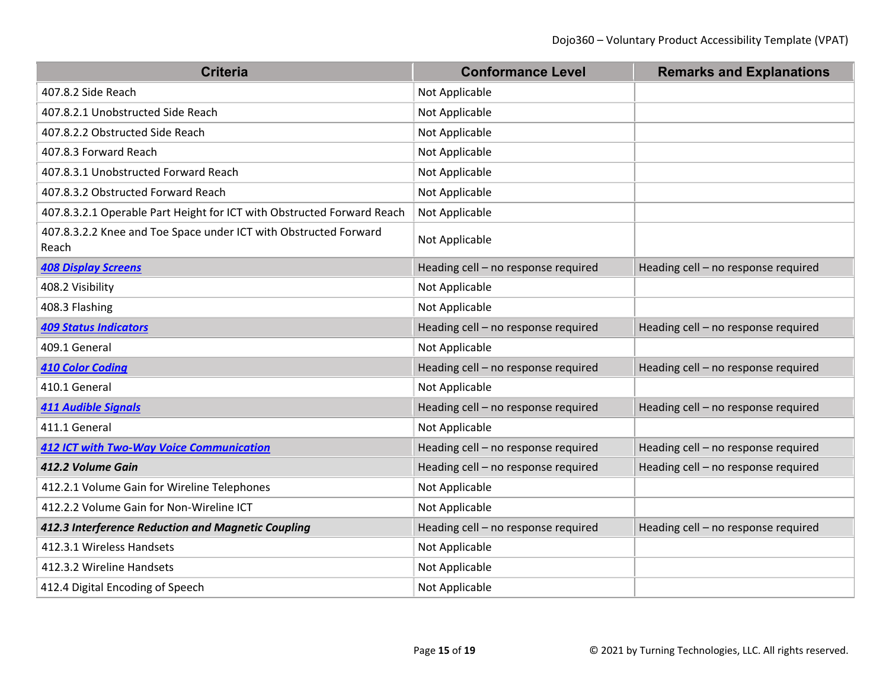| Criteria | Conformance Level | Remarks and Explanations |
| --- | --- | --- |
| 407.8.2 Side Reach | Not Applicable | |
| 407.8.2.1 Unobstructed Side Reach | Not Applicable | |
| 407.8.2.2 Obstructed Side Reach | Not Applicable | |
| 407.8.3 Forward Reach | Not Applicable | |
| 407.8.3.1 Unobstructed Forward Reach | Not Applicable | |
| 407.8.3.2 Obstructed Forward Reach | Not Applicable | |
| 407.8.3.2.1 Operable Part Height for ICT with Obstructed Forward Reach | Not Applicable | |
| 407.8.3.2.2 Knee and Toe Space under ICT with Obstructed Forward Reach | Not Applicable | |
| ***408 Display Screens*** | Heading cell – no response required | Heading cell – no response required |
| 408.2 Visibility | Not Applicable | |
| 408.3 Flashing | Not Applicable | |
| ***409 Status Indicators*** | Heading cell – no response required | Heading cell – no response required |
| 409.1 General | Not Applicable | |
| ***410 Color Coding*** | Heading cell – no response required | Heading cell – no response required |
| 410.1 General | Not Applicable | |
| ***411 Audible Signals*** | Heading cell – no response required | Heading cell – no response required |
| 411.1 General | Not Applicable | |
| ***412 ICT with Two-Way Voice Communication*** | Heading cell – no response required | Heading cell – no response required |
| ***412.2 Volume Gain*** | Heading cell – no response required | Heading cell – no response required |
| 412.2.1 Volume Gain for Wireline Telephones | Not Applicable | |
| 412.2.2 Volume Gain for Non-Wireline ICT | Not Applicable | |
| ***412.3 Interference Reduction and Magnetic Coupling*** | Heading cell – no response required | Heading cell – no response required |
| 412.3.1 Wireless Handsets | Not Applicable | |
| 412.3.2 Wireline Handsets | Not Applicable | |
| 412.4 Digital Encoding of Speech | Not Applicable | |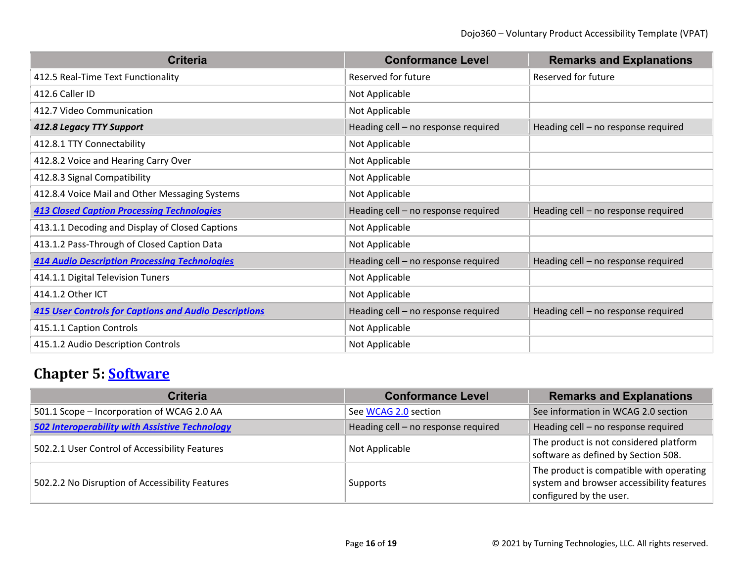| Criteria | Conformance Level | Remarks and Explanations |
|---|---|---|
| 412.5 Real-Time Text Functionality | Reserved for future | Reserved for future |
| 412.6 Caller ID | Not Applicable | |
| 412.7 Video Communication | Not Applicable | |
| ***412.8 Legacy TTY Support*** | Heading cell – no response required | Heading cell – no response required |
| 412.8.1 TTY Connectability | Not Applicable | |
| 412.8.2 Voice and Hearing Carry Over | Not Applicable | |
| 412.8.3 Signal Compatibility | Not Applicable | |
| 412.8.4 Voice Mail and Other Messaging Systems | Not Applicable | |
| ***413 Closed Caption Processing Technologies*** | Heading cell – no response required | Heading cell – no response required |
| 413.1.1 Decoding and Display of Closed Captions | Not Applicable | |
| 413.1.2 Pass-Through of Closed Caption Data | Not Applicable | |
| ***414 Audio Description Processing Technologies*** | Heading cell – no response required | Heading cell – no response required |
| 414.1.1 Digital Television Tuners | Not Applicable | |
| 414.1.2 Other ICT | Not Applicable | |
| ***415 User Controls for Captions and Audio Descriptions*** | Heading cell – no response required | Heading cell – no response required |
| 415.1.1 Caption Controls | Not Applicable | |
| 415.1.2 Audio Description Controls | Not Applicable | |

## Chapter 5: Software

| Criteria | Conformance Level | Remarks and Explanations |
|---|---|---|
| 501.1 Scope – Incorporation of WCAG 2.0 AA | See WCAG 2.0 section | See information in WCAG 2.0 section |
| ***502 Interoperability with Assistive Technology*** | Heading cell – no response required | Heading cell – no response required |
| 502.2.1 User Control of Accessibility Features | Not Applicable | The product is not considered platform software as defined by Section 508. |
| 502.2.2 No Disruption of Accessibility Features | Supports | The product is compatible with operating system and browser accessibility features configured by the user. |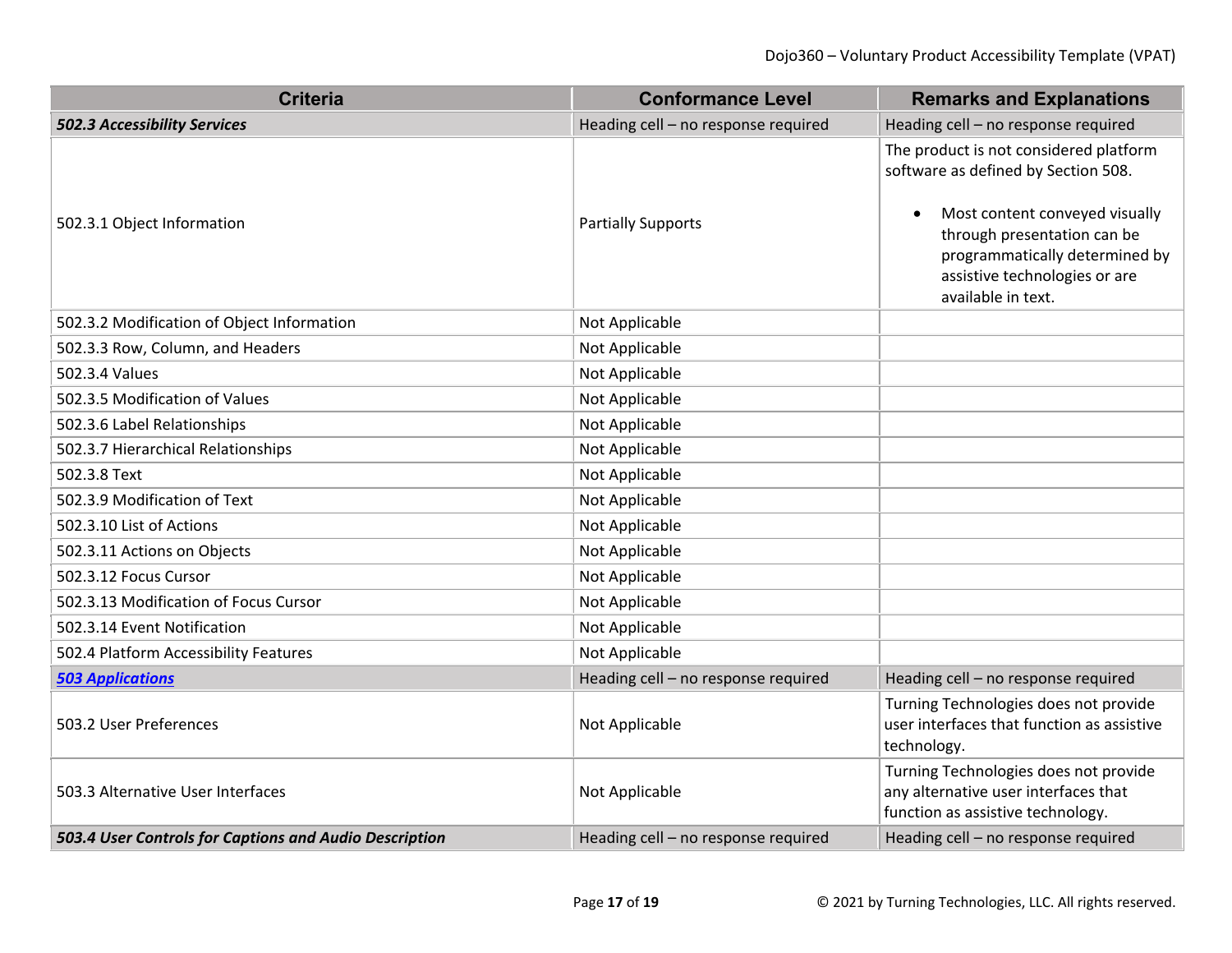| Criteria | Conformance Level | Remarks and Explanations |
|---|---|---|
| ***502.3 Accessibility Services*** | Heading cell – no response required | Heading cell – no response required |
| 502.3.1 Object Information | Partially Supports | The product is not considered platform software as defined by Section 508.<br><br>• Most content conveyed visually through presentation can be programmatically determined by assistive technologies or are available in text. |
| 502.3.2 Modification of Object Information | Not Applicable | |
| 502.3.3 Row, Column, and Headers | Not Applicable | |
| 502.3.4 Values | Not Applicable | |
| 502.3.5 Modification of Values | Not Applicable | |
| 502.3.6 Label Relationships | Not Applicable | |
| 502.3.7 Hierarchical Relationships | Not Applicable | |
| 502.3.8 Text | Not Applicable | |
| 502.3.9 Modification of Text | Not Applicable | |
| 502.3.10 List of Actions | Not Applicable | |
| 502.3.11 Actions on Objects | Not Applicable | |
| 502.3.12 Focus Cursor | Not Applicable | |
| 502.3.13 Modification of Focus Cursor | Not Applicable | |
| 502.3.14 Event Notification | Not Applicable | |
| 502.4 Platform Accessibility Features | Not Applicable | |
| ***503 Applications*** | Heading cell – no response required | Heading cell – no response required |
| 503.2 User Preferences | Not Applicable | Turning Technologies does not provide user interfaces that function as assistive technology. |
| 503.3 Alternative User Interfaces | Not Applicable | Turning Technologies does not provide any alternative user interfaces that function as assistive technology. |
| ***503.4 User Controls for Captions and Audio Description*** | Heading cell – no response required | Heading cell – no response required |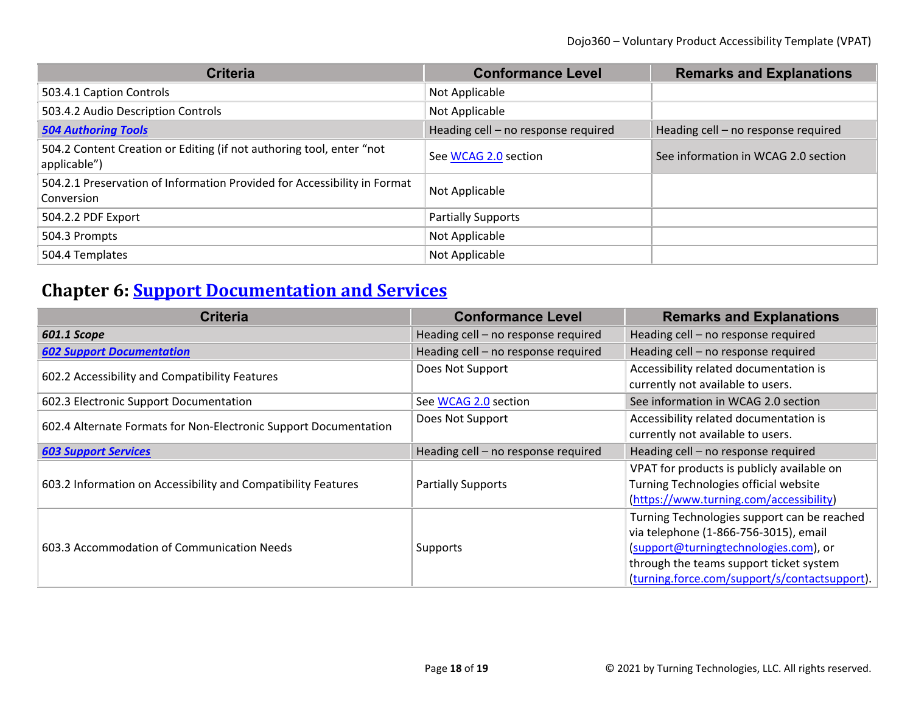| Criteria | Conformance Level | Remarks and Explanations |
| --- | --- | --- |
| 503.4.1 Caption Controls | Not Applicable | |
| 503.4.2 Audio Description Controls | Not Applicable | |
| ***504 Authoring Tools*** | Heading cell – no response required | Heading cell – no response required |
| 504.2 Content Creation or Editing (if not authoring tool, enter "not applicable") | See WCAG 2.0 section | See information in WCAG 2.0 section |
| 504.2.1 Preservation of Information Provided for Accessibility in Format Conversion | Not Applicable | |
| 504.2.2 PDF Export | Partially Supports | |
| 504.3 Prompts | Not Applicable | |
| 504.4 Templates | Not Applicable | |

## Chapter 6: Support Documentation and Services

| Criteria | Conformance Level | Remarks and Explanations |
| --- | --- | --- |
| ***601.1 Scope*** | Heading cell – no response required | Heading cell – no response required |
| ***602 Support Documentation*** | Heading cell – no response required | Heading cell – no response required |
| 602.2 Accessibility and Compatibility Features | Does Not Support | Accessibility related documentation is currently not available to users. |
| 602.3 Electronic Support Documentation | See WCAG 2.0 section | See information in WCAG 2.0 section |
| 602.4 Alternate Formats for Non-Electronic Support Documentation | Does Not Support | Accessibility related documentation is currently not available to users. |
| ***603 Support Services*** | Heading cell – no response required | Heading cell – no response required |
| 603.2 Information on Accessibility and Compatibility Features | Partially Supports | VPAT for products is publicly available on Turning Technologies official website (https://www.turning.com/accessibility) |
| 603.3 Accommodation of Communication Needs | Supports | Turning Technologies support can be reached via telephone (1-866-756-3015), email (support@turningtechnologies.com), or through the teams support ticket system (turning.force.com/support/s/contactsupport). |

© 2021 by Turning Technologies, LLC. All rights reserved.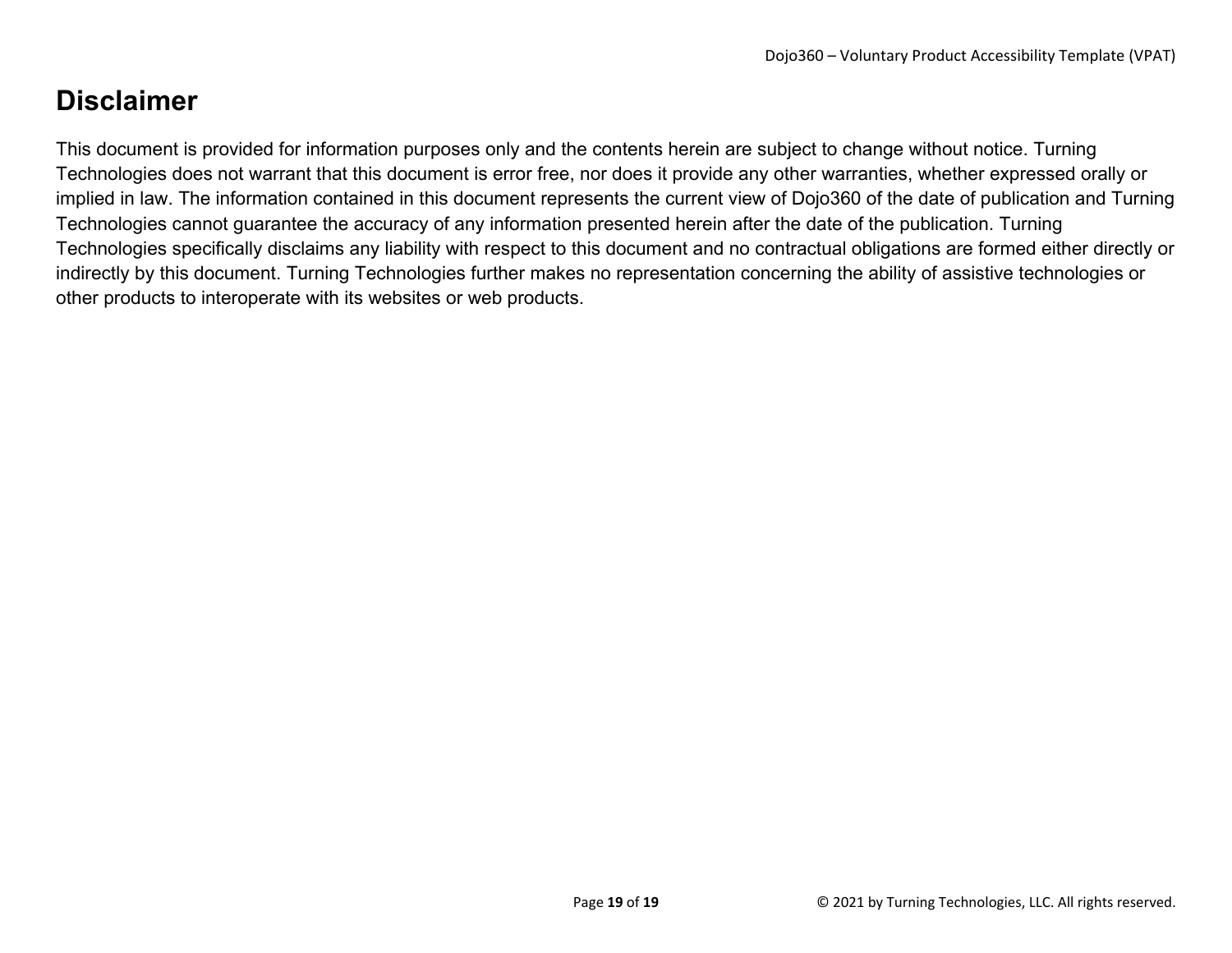# Disclaimer

This document is provided for information purposes only and the contents herein are subject to change without notice. Turning Technologies does not warrant that this document is error free, nor does it provide any other warranties, whether expressed orally or implied in law. The information contained in this document represents the current view of Dojo360 of the date of publication and Turning Technologies cannot guarantee the accuracy of any information presented herein after the date of the publication. Turning Technologies specifically disclaims any liability with respect to this document and no contractual obligations are formed either directly or indirectly by this document. Turning Technologies further makes no representation concerning the ability of assistive technologies or other products to interoperate with its websites or web products.